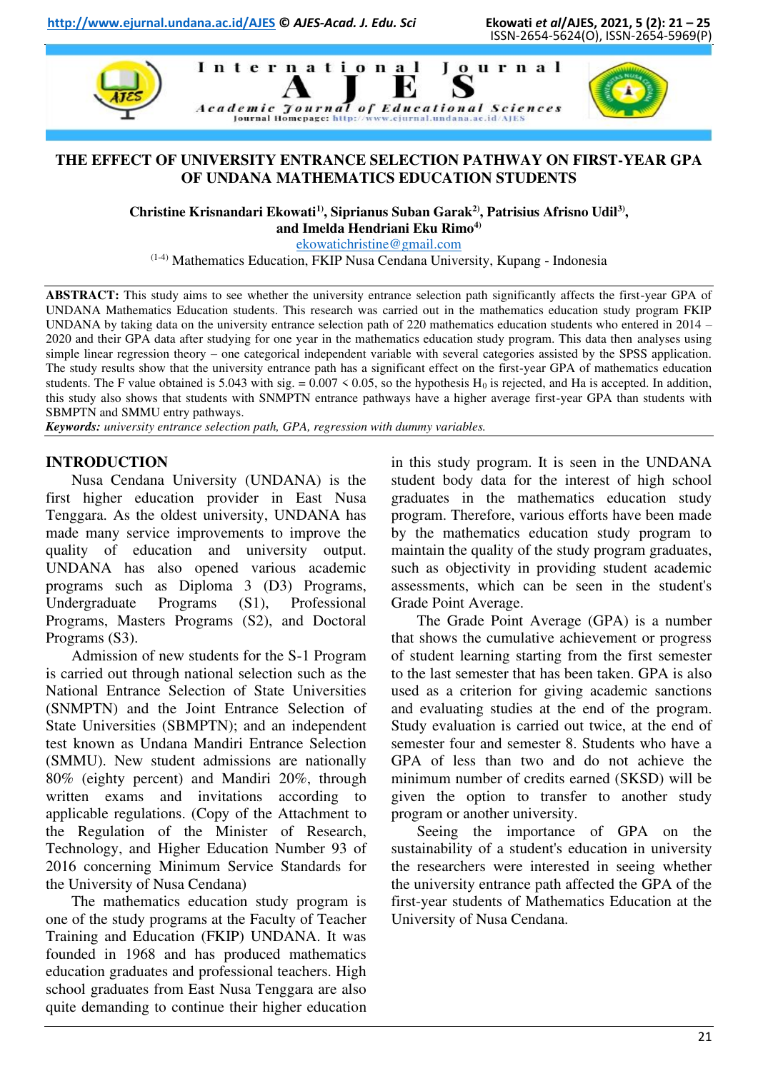# THE EFFECT OF UNIVERSITY ENTRANCE SELECTION PATHWAY ON FIRST-YEAR GPA OF UNDANA MATHEMATICS EDUCATION STUDENTS

**Christine Krisnandari Ekowati[1)], Siprianus Suban Garak[2)], Patrisius Afrisno Udil[3)], and Imelda Hendriani Eku Rimo[4)]**

ekowatichristine@gmail.com

[(1-4)] Mathematics Education, FKIP Nusa Cendana University, Kupang - Indonesia

**ABSTRACT:** This study aims to see whether the university entrance selection path significantly affects the first-year GPA of UNDANA Mathematics Education students. This research was carried out in the mathematics education study program FKIP UNDANA by taking data on the university entrance selection path of 220 mathematics education students who entered in 2014 – 2020 and their GPA data after studying for one year in the mathematics education study program. This data then analyses using simple linear regression theory – one categorical independent variable with several categories assisted by the SPSS application. The study results show that the university entrance path has a significant effect on the first-year GPA of mathematics education students. The F value obtained is 5.043 with sig. = 0.007 < 0.05, so the hypothesis $H_0$ is rejected, and Ha is accepted. In addition, this study also shows that students with SNMPTN entrance pathways have a higher average first-year GPA than students with SBMPTN and SMMU entry pathways.

***Keywords:*** *university entrance selection path, GPA, regression with dummy variables.*

## INTRODUCTION

Nusa Cendana University (UNDANA) is the first higher education provider in East Nusa Tenggara. As the oldest university, UNDANA has made many service improvements to improve the quality of education and university output. UNDANA has also opened various academic programs such as Diploma 3 (D3) Programs, Undergraduate Programs (S1), Professional Programs, Masters Programs (S2), and Doctoral Programs (S3).

Admission of new students for the S-1 Program is carried out through national selection such as the National Entrance Selection of State Universities (SNMPTN) and the Joint Entrance Selection of State Universities (SBMPTN); and an independent test known as Undana Mandiri Entrance Selection (SMMU). New student admissions are nationally 80% (eighty percent) and Mandiri 20%, through written exams and invitations according to applicable regulations. (Copy of the Attachment to the Regulation of the Minister of Research, Technology, and Higher Education Number 93 of 2016 concerning Minimum Service Standards for the University of Nusa Cendana)

The mathematics education study program is one of the study programs at the Faculty of Teacher Training and Education (FKIP) UNDANA. It was founded in 1968 and has produced mathematics education graduates and professional teachers. High school graduates from East Nusa Tenggara are also quite demanding to continue their higher education in this study program. It is seen in the UNDANA student body data for the interest of high school graduates in the mathematics education study program. Therefore, various efforts have been made by the mathematics education study program to maintain the quality of the study program graduates, such as objectivity in providing student academic assessments, which can be seen in the student's Grade Point Average.

The Grade Point Average (GPA) is a number that shows the cumulative achievement or progress of student learning starting from the first semester to the last semester that has been taken. GPA is also used as a criterion for giving academic sanctions and evaluating studies at the end of the program. Study evaluation is carried out twice, at the end of semester four and semester 8. Students who have a GPA of less than two and do not achieve the minimum number of credits earned (SKSD) will be given the option to transfer to another study program or another university.

Seeing the importance of GPA on the sustainability of a student's education in university the researchers were interested in seeing whether the university entrance path affected the GPA of the first-year students of Mathematics Education at the University of Nusa Cendana.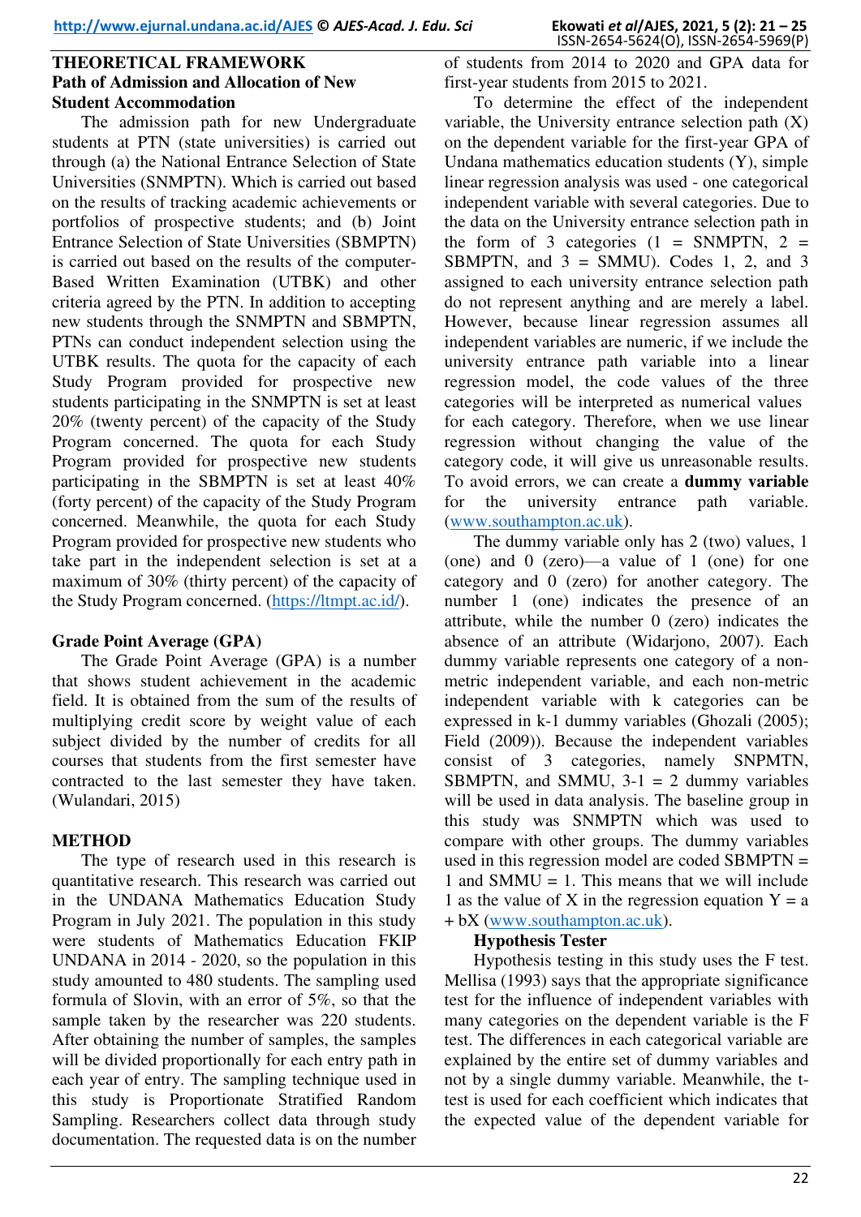## THEORETICAL FRAMEWORK

### Path of Admission and Allocation of New Student Accommodation

The admission path for new Undergraduate students at PTN (state universities) is carried out through (a) the National Entrance Selection of State Universities (SNMPTN). Which is carried out based on the results of tracking academic achievements or portfolios of prospective students; and (b) Joint Entrance Selection of State Universities (SBMPTN) is carried out based on the results of the computer-Based Written Examination (UTBK) and other criteria agreed by the PTN. In addition to accepting new students through the SNMPTN and SBMPTN, PTNs can conduct independent selection using the UTBK results. The quota for the capacity of each Study Program provided for prospective new students participating in the SNMPTN is set at least 20% (twenty percent) of the capacity of the Study Program concerned. The quota for each Study Program provided for prospective new students participating in the SBMPTN is set at least 40% (forty percent) of the capacity of the Study Program concerned. Meanwhile, the quota for each Study Program provided for prospective new students who take part in the independent selection is set at a maximum of 30% (thirty percent) of the capacity of the Study Program concerned. (https://ltmpt.ac.id/).

### Grade Point Average (GPA)

The Grade Point Average (GPA) is a number that shows student achievement in the academic field. It is obtained from the sum of the results of multiplying credit score by weight value of each subject divided by the number of credits for all courses that students from the first semester have contracted to the last semester they have taken. (Wulandari, 2015)

## METHOD

The type of research used in this research is quantitative research. This research was carried out in the UNDANA Mathematics Education Study Program in July 2021. The population in this study were students of Mathematics Education FKIP UNDANA in 2014 - 2020, so the population in this study amounted to 480 students. The sampling used formula of Slovin, with an error of 5%, so that the sample taken by the researcher was 220 students. After obtaining the number of samples, the samples will be divided proportionally for each entry path in each year of entry. The sampling technique used in this study is Proportionate Stratified Random Sampling. Researchers collect data through study documentation. The requested data is on the number of students from 2014 to 2020 and GPA data for first-year students from 2015 to 2021.

To determine the effect of the independent variable, the University entrance selection path (X) on the dependent variable for the first-year GPA of Undana mathematics education students (Y), simple linear regression analysis was used - one categorical independent variable with several categories. Due to the data on the University entrance selection path in the form of 3 categories (1 = SNMPTN, 2 = SBMPTN, and 3 = SMMU). Codes 1, 2, and 3 assigned to each university entrance selection path do not represent anything and are merely a label. However, because linear regression assumes all independent variables are numeric, if we include the university entrance path variable into a linear regression model, the code values of the three categories will be interpreted as numerical values for each category. Therefore, when we use linear regression without changing the value of the category code, it will give us unreasonable results. To avoid errors, we can create a **dummy variable** for the university entrance path variable. (www.southampton.ac.uk).

The dummy variable only has 2 (two) values, 1 (one) and 0 (zero)—a value of 1 (one) for one category and 0 (zero) for another category. The number 1 (one) indicates the presence of an attribute, while the number 0 (zero) indicates the absence of an attribute (Widarjono, 2007). Each dummy variable represents one category of a non-metric independent variable, and each non-metric independent variable with k categories can be expressed in k-1 dummy variables (Ghozali (2005); Field (2009)). Because the independent variables consist of 3 categories, namely SNPMTN, SBMPTN, and SMMU, 3-1 = 2 dummy variables will be used in data analysis. The baseline group in this study was SNMPTN which was used to compare with other groups. The dummy variables used in this regression model are coded SBMPTN = 1 and SMMU = 1. This means that we will include 1 as the value of X in the regression equation $Y = a + bX$ (www.southampton.ac.uk).

**Hypothesis Tester**

Hypothesis testing in this study uses the F test. Mellisa (1993) says that the appropriate significance test for the influence of independent variables with many categories on the dependent variable is the F test. The differences in each categorical variable are explained by the entire set of dummy variables and not by a single dummy variable. Meanwhile, the t-test is used for each coefficient which indicates that the expected value of the dependent variable for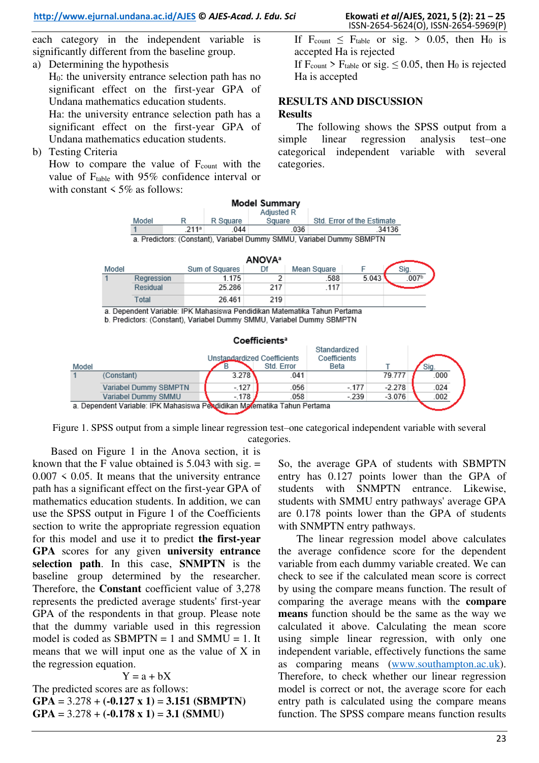each category in the independent variable is significantly different from the baseline group.

a) Determining the hypothesis
   $H_0$: the university entrance selection path has no significant effect on the first-year GPA of Undana mathematics education students.
   Ha: the university entrance selection path has a significant effect on the first-year GPA of Undana mathematics education students.

b) Testing Criteria
   How to compare the value of $F_{count}$ with the value of $F_{table}$ with 95% confidence interval or with constant < 5% as follows:
   If $F_{count} \leq F_{table}$ or sig. > 0.05, then $H_0$ is accepted Ha is rejected
   If $F_{count} > F_{table}$ or sig. ≤ 0.05, then $H_0$ is rejected Ha is accepted

## RESULTS AND DISCUSSION

### Results

The following shows the SPSS output from a simple linear regression analysis test–one categorical independent variable with several categories.

**Model Summary**

| Model | R | R Square | Adjusted R Square | Std. Error of the Estimate |
|---|---|---|---|---|
| 1 | .211[a] | .044 | .036 | .34136 |

a. Predictors: (Constant), Variabel Dummy SMMU, Variabel Dummy SBMPTN

**ANOVA[a]**

| Model | | Sum of Squares | Df | Mean Square | F | Sig. |
|---|---|---|---|---|---|---|
| 1 | Regression | 1.175 | 2 | .588 | 5.043 | .007[b] |
| | Residual | 25.286 | 217 | .117 | | |
| | Total | 26.461 | 219 | | | |

a. Dependent Variable: IPK Mahasiswa Pendidikan Matematika Tahun Pertama
b. Predictors: (Constant), Variabel Dummy SMMU, Variabel Dummy SBMPTN

**Coefficients[a]**

| Model | | Unstandardized Coefficients B | Std. Error | Standardized Coefficients Beta | T | Sig. |
|---|---|---|---|---|---|---|
| 1 | (Constant) | 3.278 | .041 | | 79.777 | .000 |
| | Variabel Dummy SBMPTN | -.127 | .056 | -.177 | -2.278 | .024 |
| | Variabel Dummy SMMU | -.178 | .058 | -.239 | -3.076 | .002 |

a. Dependent Variable: IPK Mahasiswa Pendidikan Matematika Tahun Pertama

Figure 1. SPSS output from a simple linear regression test–one categorical independent variable with several categories.

Based on Figure 1 in the Anova section, it is known that the F value obtained is 5.043 with sig. = 0.007 < 0.05. It means that the university entrance path has a significant effect on the first-year GPA of mathematics education students. In addition, we can use the SPSS output in Figure 1 of the Coefficients section to write the appropriate regression equation for this model and use it to predict **the first-year GPA** scores for any given **university entrance selection path**. In this case, **SNMPTN** is the baseline group determined by the researcher. Therefore, the **Constant** coefficient value of 3,278 represents the predicted average students' first-year GPA of the respondents in that group. Please note that the dummy variable used in this regression model is coded as SBMPTN = 1 and SMMU = 1. It means that we will input one as the value of X in the regression equation.

$$Y = a + bX$$

The predicted scores are as follows:

**GPA** = 3.278 + **(-0.127 x 1)** = **3.151 (SBMPTN)**
**GPA** = 3.278 + **(-0.178 x 1)** = **3.1 (SMMU)**

So, the average GPA of students with SBMPTN entry has 0.127 points lower than the GPA of students with SNMPTN entrance. Likewise, students with SMMU entry pathways' average GPA are 0.178 points lower than the GPA of students with SNMPTN entry pathways.

The linear regression model above calculates the average confidence score for the dependent variable from each dummy variable created. We can check to see if the calculated mean score is correct by using the compare means function. The result of comparing the average means with the **compare means** function should be the same as the way we calculated it above. Calculating the mean score using simple linear regression, with only one independent variable, effectively functions the same as comparing means (www.southampton.ac.uk). Therefore, to check whether our linear regression model is correct or not, the average score for each entry path is calculated using the compare means function. The SPSS compare means function results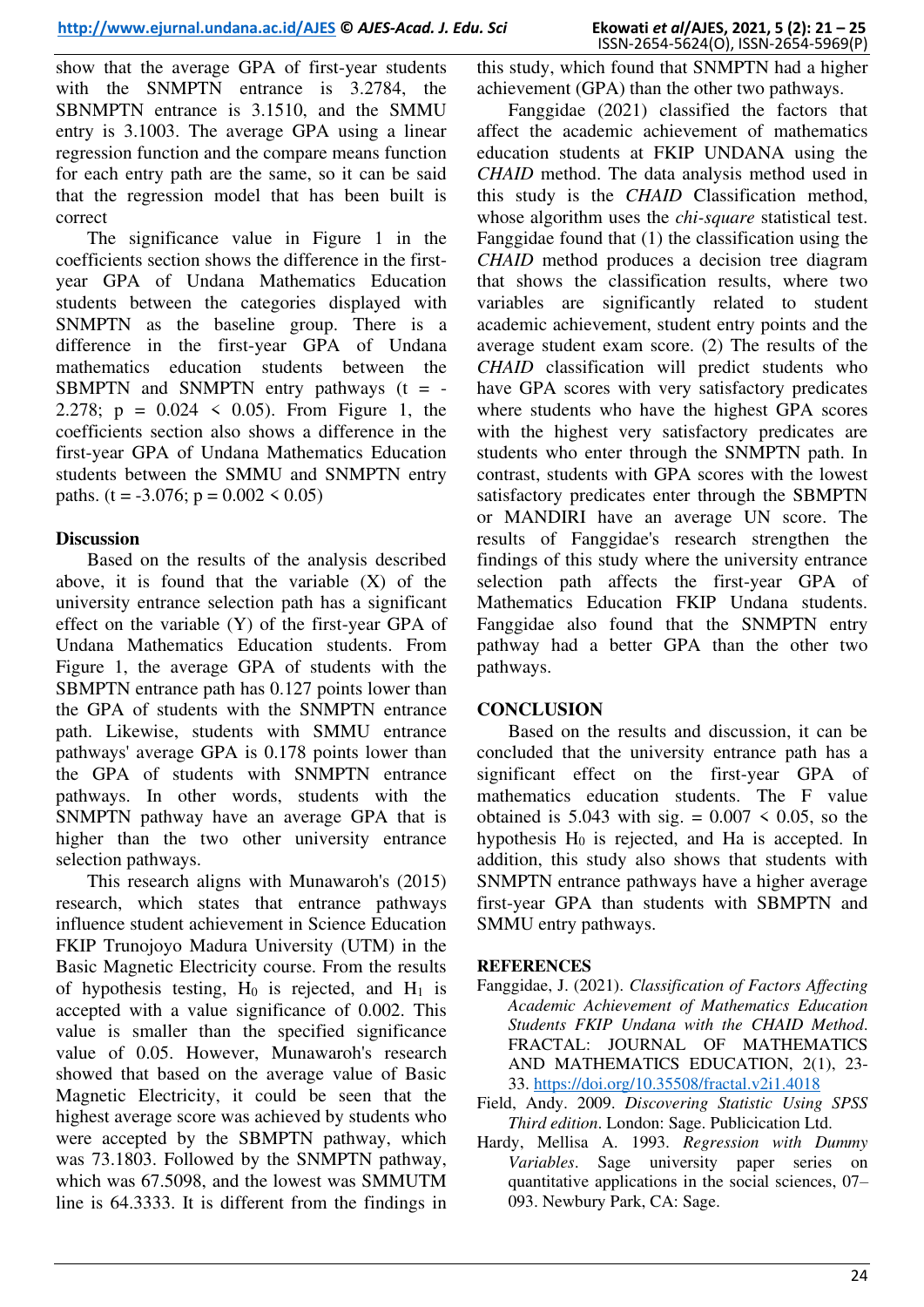show that the average GPA of first-year students with the SNMPTN entrance is 3.2784, the SBNMPTN entrance is 3.1510, and the SMMU entry is 3.1003. The average GPA using a linear regression function and the compare means function for each entry path are the same, so it can be said that the regression model that has been built is correct

The significance value in Figure 1 in the coefficients section shows the difference in the first-year GPA of Undana Mathematics Education students between the categories displayed with SNMPTN as the baseline group. There is a difference in the first-year GPA of Undana mathematics education students between the SBMPTN and SNMPTN entry pathways ($t = -2.278$; $p = 0.024 < 0.05$). From Figure 1, the coefficients section also shows a difference in the first-year GPA of Undana Mathematics Education students between the SMMU and SNMPTN entry paths. ($t = -3.076$; $p = 0.002 < 0.05$)

## Discussion

Based on the results of the analysis described above, it is found that the variable (X) of the university entrance selection path has a significant effect on the variable (Y) of the first-year GPA of Undana Mathematics Education students. From Figure 1, the average GPA of students with the SBMPTN entrance path has 0.127 points lower than the GPA of students with the SNMPTN entrance path. Likewise, students with SMMU entrance pathways' average GPA is 0.178 points lower than the GPA of students with SNMPTN entrance pathways. In other words, students with the SNMPTN pathway have an average GPA that is higher than the two other university entrance selection pathways.

This research aligns with Munawaroh's (2015) research, which states that entrance pathways influence student achievement in Science Education FKIP Trunojoyo Madura University (UTM) in the Basic Magnetic Electricity course. From the results of hypothesis testing, $H_0$ is rejected, and $H_1$ is accepted with a value significance of 0.002. This value is smaller than the specified significance value of 0.05. However, Munawaroh's research showed that based on the average value of Basic Magnetic Electricity, it could be seen that the highest average score was achieved by students who were accepted by the SBMPTN pathway, which was 73.1803. Followed by the SNMPTN pathway, which was 67.5098, and the lowest was SMMUTM line is 64.3333. It is different from the findings in this study, which found that SNMPTN had a higher achievement (GPA) than the other two pathways.

Fanggidae (2021) classified the factors that affect the academic achievement of mathematics education students at FKIP UNDANA using the *CHAID* method. The data analysis method used in this study is the *CHAID* Classification method, whose algorithm uses the *chi-square* statistical test. Fanggidae found that (1) the classification using the *CHAID* method produces a decision tree diagram that shows the classification results, where two variables are significantly related to student academic achievement, student entry points and the average student exam score. (2) The results of the *CHAID* classification will predict students who have GPA scores with very satisfactory predicates where students who have the highest GPA scores with the highest very satisfactory predicates are students who enter through the SNMPTN path. In contrast, students with GPA scores with the lowest satisfactory predicates enter through the SBMPTN or MANDIRI have an average UN score. The results of Fanggidae's research strengthen the findings of this study where the university entrance selection path affects the first-year GPA of Mathematics Education FKIP Undana students. Fanggidae also found that the SNMPTN entry pathway had a better GPA than the other two pathways.

# CONCLUSION

Based on the results and discussion, it can be concluded that the university entrance path has a significant effect on the first-year GPA of mathematics education students. The F value obtained is 5.043 with sig. = $0.007 < 0.05$, so the hypothesis $H_0$ is rejected, and Ha is accepted. In addition, this study also shows that students with SNMPTN entrance pathways have a higher average first-year GPA than students with SBMPTN and SMMU entry pathways.

# REFERENCES

Fanggidae, J. (2021). *Classification of Factors Affecting Academic Achievement of Mathematics Education Students FKIP Undana with the CHAID Method*. FRACTAL: JOURNAL OF MATHEMATICS AND MATHEMATICS EDUCATION, 2(1), 23-33. https://doi.org/10.35508/fractal.v2i1.4018

Field, Andy. 2009. *Discovering Statistic Using SPSS Third edition*. London: Sage. Publicication Ltd.

Hardy, Mellisa A. 1993. *Regression with Dummy Variables*. Sage university paper series on quantitative applications in the social sciences, 07–093. Newbury Park, CA: Sage.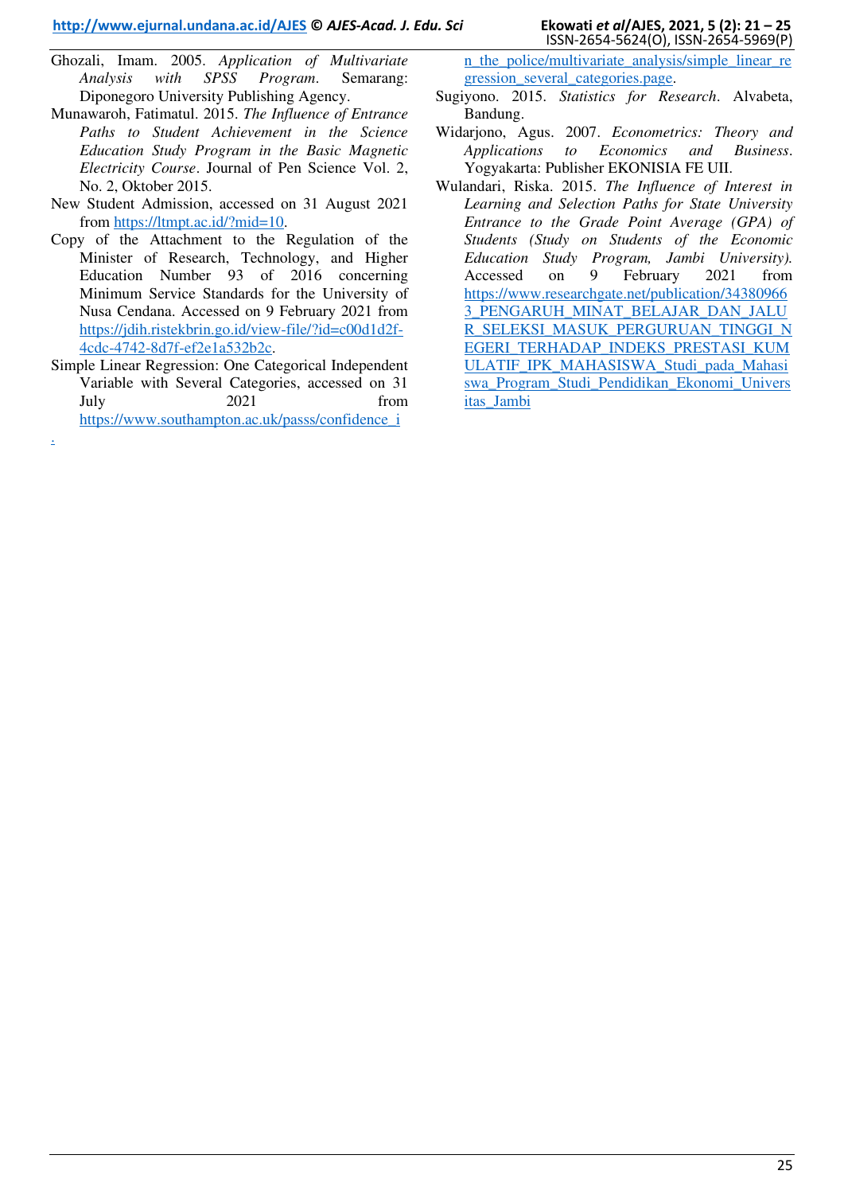Ghozali, Imam. 2005. *Application of Multivariate Analysis with SPSS Program*. Semarang: Diponegoro University Publishing Agency.

Munawaroh, Fatimatul. 2015. *The Influence of Entrance Paths to Student Achievement in the Science Education Study Program in the Basic Magnetic Electricity Course*. Journal of Pen Science Vol. 2, No. 2, Oktober 2015.

New Student Admission, accessed on 31 August 2021 from https://ltmpt.ac.id/?mid=10.

Copy of the Attachment to the Regulation of the Minister of Research, Technology, and Higher Education Number 93 of 2016 concerning Minimum Service Standards for the University of Nusa Cendana. Accessed on 9 February 2021 from https://jdih.ristekbrin.go.id/view-file/?id=c00d1d2f-4cdc-4742-8d7f-ef2e1a532b2c.

Simple Linear Regression: One Categorical Independent Variable with Several Categories, accessed on 31 July 2021 from https://www.southampton.ac.uk/passs/confidence_in_the_police/multivariate_analysis/simple_linear_regression_several_categories.page.

Sugiyono. 2015. *Statistics for Research*. Alvabeta, Bandung.

Widarjono, Agus. 2007. *Econometrics: Theory and Applications to Economics and Business*. Yogyakarta: Publisher EKONISIA FE UII.

Wulandari, Riska. 2015. *The Influence of Interest in Learning and Selection Paths for State University Entrance to the Grade Point Average (GPA) of Students (Study on Students of the Economic Education Study Program, Jambi University).* Accessed on 9 February 2021 from https://www.researchgate.net/publication/343809663_PENGARUH_MINAT_BELAJAR_DAN_JALUR_SELEKSI_MASUK_PERGURUAN_TINGGI_NEGERI_TERHADAP_INDEKS_PRESTASI_KUMULATIF_IPK_MAHASISWA_Studi_pada_Mahasiswa_Program_Studi_Pendidikan_Ekonomi_Universitas_Jambi